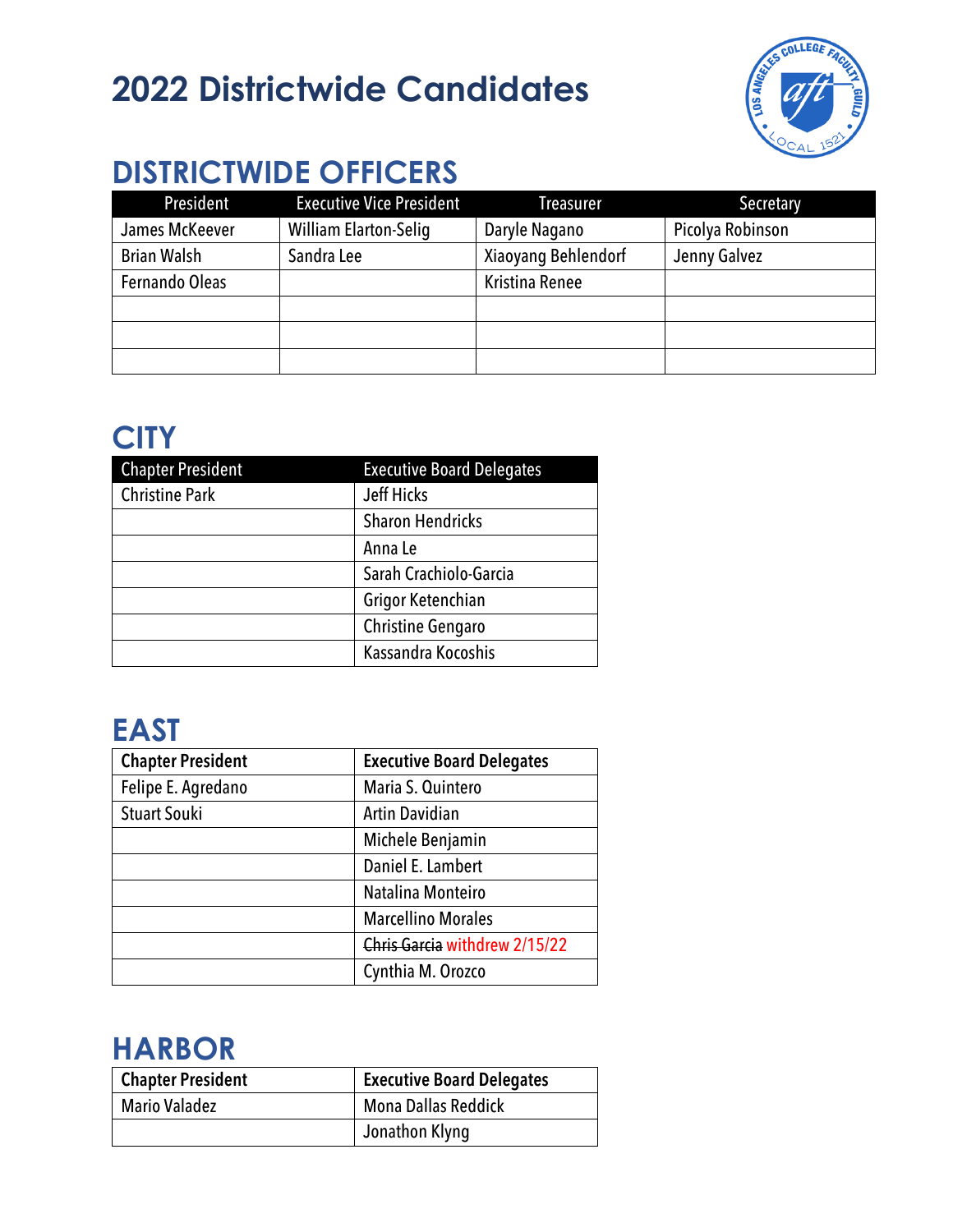# 2022 Districtwide Candidates

## DISTRICTWIDE OFFICERS

| President | Executive Vice President | Treasurer | Secretary |
|---|---|---|---|
| James McKeever | William Elarton-Selig | Daryle Nagano | Picolya Robinson |
| Brian Walsh | Sandra Lee | Xiaoyang Behlendorf | Jenny Galvez |
| Fernando Oleas | | Kristina Renee | |
| | | | |
| | | | |
| | | | |

## CITY

| Chapter President | Executive Board Delegates |
|---|---|
| Christine Park | Jeff Hicks |
| | Sharon Hendricks |
| | Anna Le |
| | Sarah Crachiolo-Garcia |
| | Grigor Ketenchian |
| | Christine Gengaro |
| | Kassandra Kocoshis |

## EAST

| Chapter President | Executive Board Delegates |
|---|---|
| Felipe E. Agredano | Maria S. Quintero |
| Stuart Souki | Artin Davidian |
| | Michele Benjamin |
| | Daniel E. Lambert |
| | Natalina Monteiro |
| | Marcellino Morales |
| | ~~Chris Garcia~~ withdrew 2/15/22 |
| | Cynthia M. Orozco |

## HARBOR

| Chapter President | Executive Board Delegates |
|---|---|
| Mario Valadez | Mona Dallas Reddick |
| | Jonathon Klyng |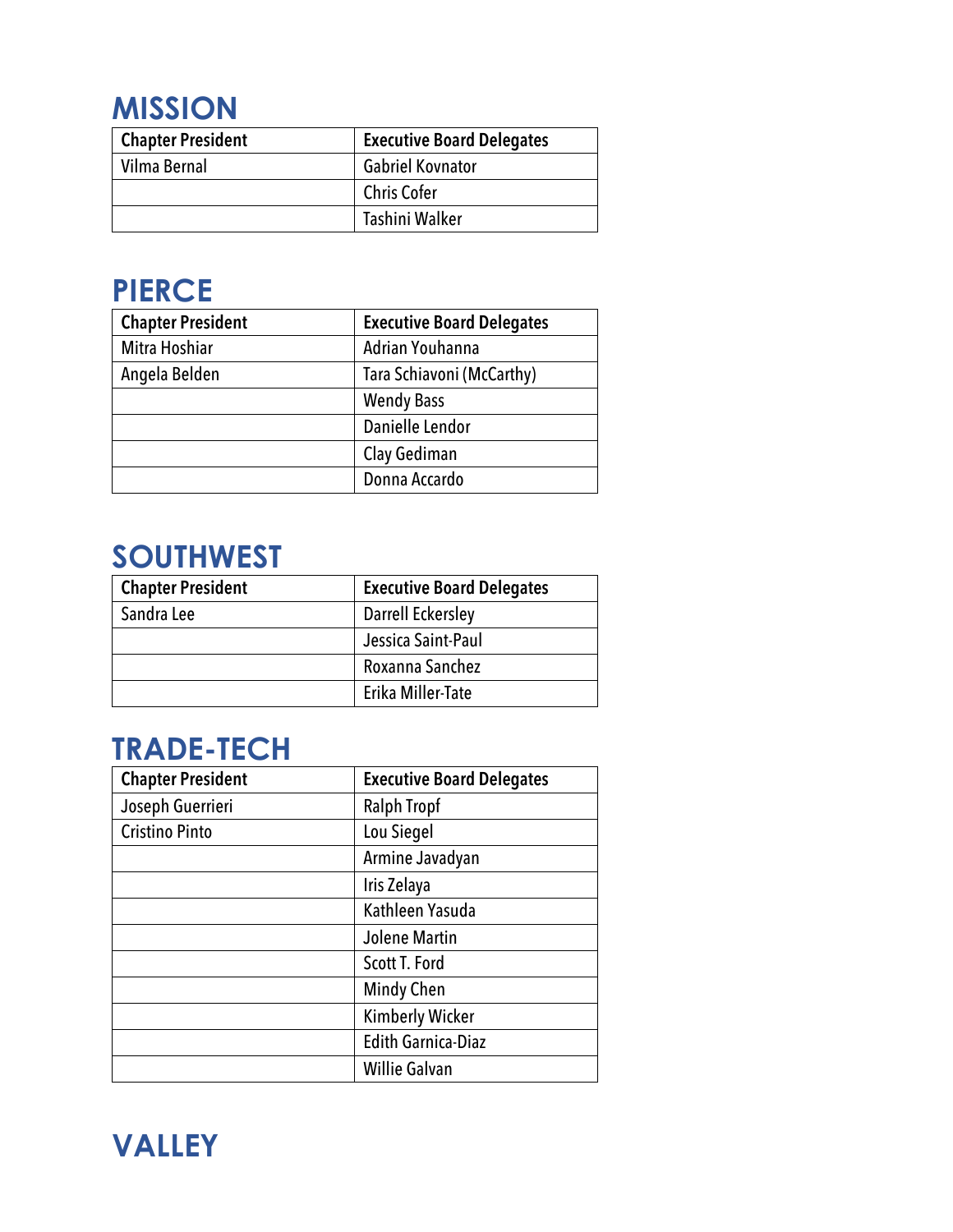## MISSION

| Chapter President | Executive Board Delegates |
|---|---|
| Vilma Bernal | Gabriel Kovnator |
| | Chris Cofer |
| | Tashini Walker |

## PIERCE

| Chapter President | Executive Board Delegates |
|---|---|
| Mitra Hoshiar | Adrian Youhanna |
| Angela Belden | Tara Schiavoni (McCarthy) |
| | Wendy Bass |
| | Danielle Lendor |
| | Clay Gediman |
| | Donna Accardo |

## SOUTHWEST

| Chapter President | Executive Board Delegates |
|---|---|
| Sandra Lee | Darrell Eckersley |
| | Jessica Saint-Paul |
| | Roxanna Sanchez |
| | Erika Miller-Tate |

## TRADE-TECH

| Chapter President | Executive Board Delegates |
|---|---|
| Joseph Guerrieri | Ralph Tropf |
| Cristino Pinto | Lou Siegel |
| | Armine Javadyan |
| | Iris Zelaya |
| | Kathleen Yasuda |
| | Jolene Martin |
| | Scott T. Ford |
| | Mindy Chen |
| | Kimberly Wicker |
| | Edith Garnica-Diaz |
| | Willie Galvan |

## VALLEY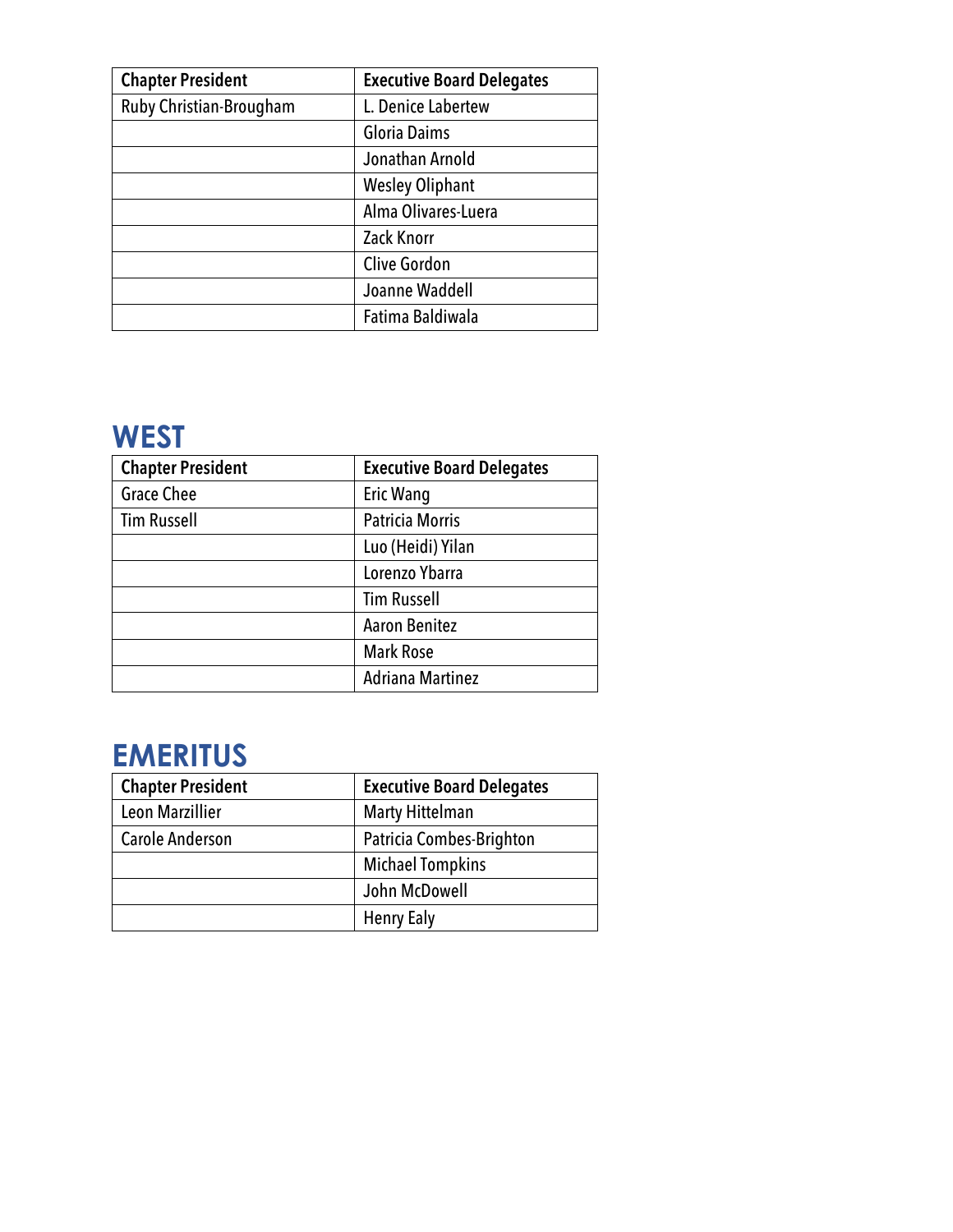| Chapter President | Executive Board Delegates |
|---|---|
| Ruby Christian-Brougham | L. Denice Labertew |
| | Gloria Daims |
| | Jonathan Arnold |
| | Wesley Oliphant |
| | Alma Olivares-Luera |
| | Zack Knorr |
| | Clive Gordon |
| | Joanne Waddell |
| | Fatima Baldiwala |

## WEST

| Chapter President | Executive Board Delegates |
|---|---|
| Grace Chee | Eric Wang |
| Tim Russell | Patricia Morris |
| | Luo (Heidi) Yilan |
| | Lorenzo Ybarra |
| | Tim Russell |
| | Aaron Benitez |
| | Mark Rose |
| | Adriana Martinez |

## EMERITUS

| Chapter President | Executive Board Delegates |
|---|---|
| Leon Marzillier | Marty Hittelman |
| Carole Anderson | Patricia Combes-Brighton |
| | Michael Tompkins |
| | John McDowell |
| | Henry Ealy |